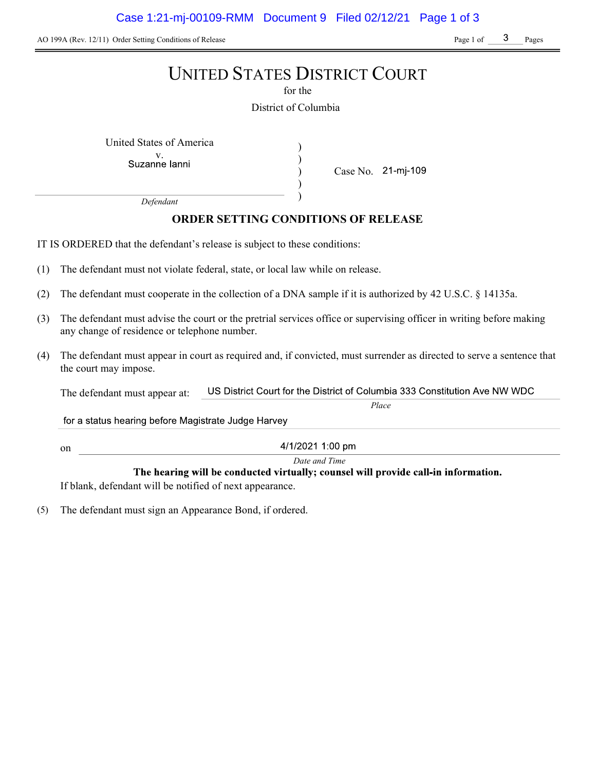AO 199A (Rev. 12/11) Order Setting Conditions of Release

# UNITED STATES DISTRICT COURT

for the

District of Columbia

United States of America
v.
Suzanne Ianni

*Defendant*

Case No. 21-mj-109

## ORDER SETTING CONDITIONS OF RELEASE

IT IS ORDERED that the defendant's release is subject to these conditions:

(1) The defendant must not violate federal, state, or local law while on release.

(2) The defendant must cooperate in the collection of a DNA sample if it is authorized by 42 U.S.C. § 14135a.

(3) The defendant must advise the court or the pretrial services office or supervising officer in writing before making any change of residence or telephone number.

(4) The defendant must appear in court as required and, if convicted, must surrender as directed to serve a sentence that the court may impose.

The defendant must appear at: US District Court for the District of Columbia 333 Constitution Ave NW WDC
*Place*

for a status hearing before Magistrate Judge Harvey

on 4/1/2021 1:00 pm
*Date and Time*

**The hearing will be conducted virtually; counsel will provide call-in information.**

If blank, defendant will be notified of next appearance.

(5) The defendant must sign an Appearance Bond, if ordered.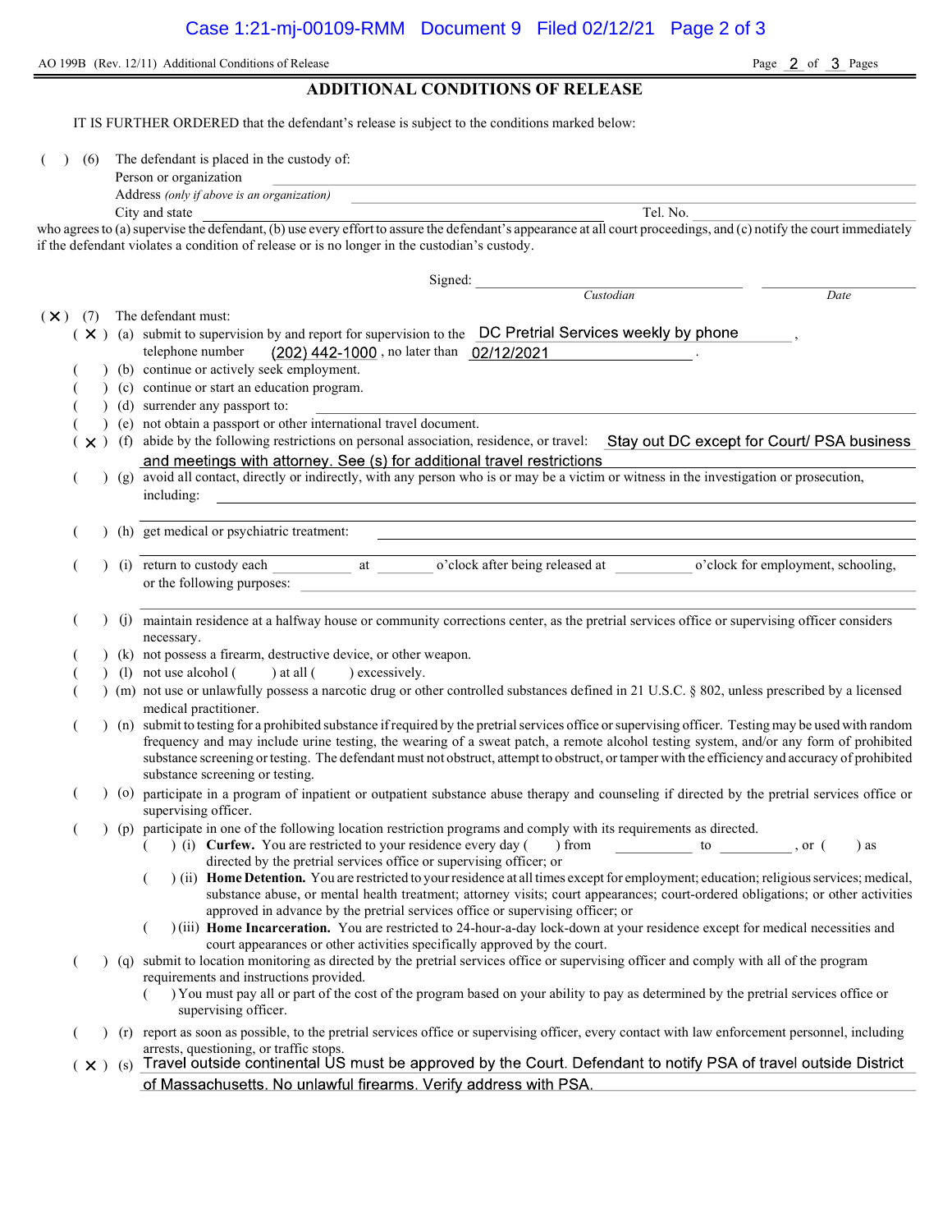AO 199B (Rev. 12/11) Additional Conditions of Release

# ADDITIONAL CONDITIONS OF RELEASE

IT IS FURTHER ORDERED that the defendant's release is subject to the conditions marked below:

( ) (6) The defendant is placed in the custody of:

Person or organization ______________________

Address *(only if above is an organization)* ______________________

City and state ______________________ Tel. No. ______________________

who agrees to (a) supervise the defendant, (b) use every effort to assure the defendant's appearance at all court proceedings, and (c) notify the court immediately if the defendant violates a condition of release or is no longer in the custodian's custody.

Signed: ______________________ ______________________
*Custodian* *Date*

( X ) (7) The defendant must:

( X ) (a) submit to supervision by and report for supervision to the DC Pretrial Services weekly by phone, telephone number (202) 442-1000 , no later than 02/12/2021 .

( ) (b) continue or actively seek employment.

( ) (c) continue or start an education program.

( ) (d) surrender any passport to: ______________________

( ) (e) not obtain a passport or other international travel document.

( X ) (f) abide by the following restrictions on personal association, residence, or travel: Stay out DC except for Court/ PSA business and meetings with attorney. See (s) for additional travel restrictions

( ) (g) avoid all contact, directly or indirectly, with any person who is or may be a victim or witness in the investigation or prosecution, including: ______________________

( ) (h) get medical or psychiatric treatment: ______________________

( ) (i) return to custody each ________ at ________ o'clock after being released at ________ o'clock for employment, schooling, or the following purposes: ______________________

( ) (j) maintain residence at a halfway house or community corrections center, as the pretrial services office or supervising officer considers necessary.

( ) (k) not possess a firearm, destructive device, or other weapon.

( ) (l) not use alcohol ( ) at all ( ) excessively.

( ) (m) not use or unlawfully possess a narcotic drug or other controlled substances defined in 21 U.S.C. § 802, unless prescribed by a licensed medical practitioner.

( ) (n) submit to testing for a prohibited substance if required by the pretrial services office or supervising officer. Testing may be used with random frequency and may include urine testing, the wearing of a sweat patch, a remote alcohol testing system, and/or any form of prohibited substance screening or testing. The defendant must not obstruct, attempt to obstruct, or tamper with the efficiency and accuracy of prohibited substance screening or testing.

( ) (o) participate in a program of inpatient or outpatient substance abuse therapy and counseling if directed by the pretrial services office or supervising officer.

( ) (p) participate in one of the following location restriction programs and comply with its requirements as directed.

( ) (i) **Curfew.** You are restricted to your residence every day ( ) from ________ to ________, or ( ) as directed by the pretrial services office or supervising officer; or

( ) (ii) **Home Detention.** You are restricted to your residence at all times except for employment; education; religious services; medical, substance abuse, or mental health treatment; attorney visits; court appearances; court-ordered obligations; or other activities approved in advance by the pretrial services office or supervising officer; or

( ) (iii) **Home Incarceration.** You are restricted to 24-hour-a-day lock-down at your residence except for medical necessities and court appearances or other activities specifically approved by the court.

( ) (q) submit to location monitoring as directed by the pretrial services office or supervising officer and comply with all of the program requirements and instructions provided.

( ) You must pay all or part of the cost of the program based on your ability to pay as determined by the pretrial services office or supervising officer.

( ) (r) report as soon as possible, to the pretrial services office or supervising officer, every contact with law enforcement personnel, including arrests, questioning, or traffic stops.

( X ) (s) Travel outside continental US must be approved by the Court. Defendant to notify PSA of travel outside District of Massachusetts. No unlawful firearms. Verify address with PSA.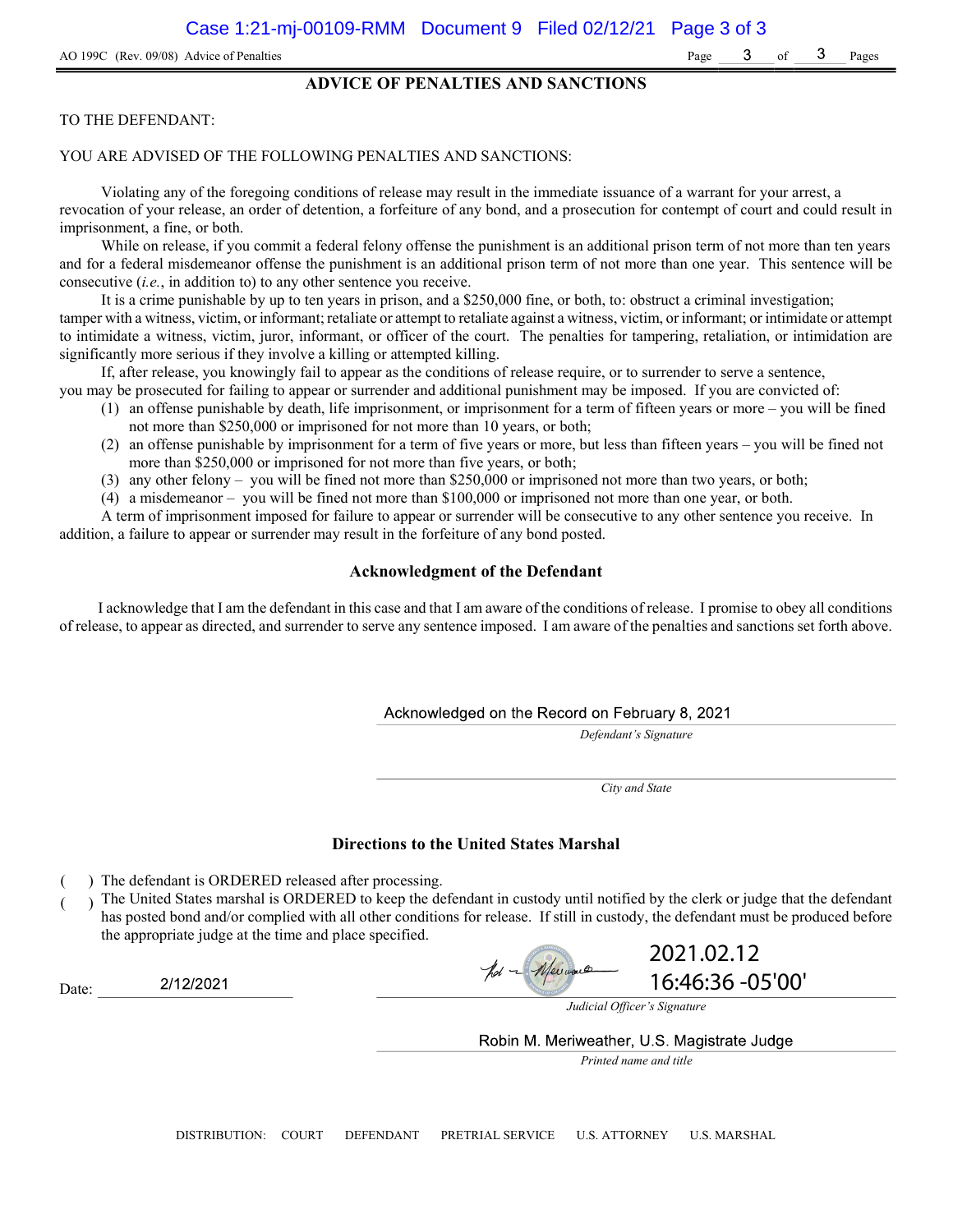AO 199C (Rev. 09/08) Advice of Penalties

## ADVICE OF PENALTIES AND SANCTIONS

TO THE DEFENDANT:

YOU ARE ADVISED OF THE FOLLOWING PENALTIES AND SANCTIONS:

Violating any of the foregoing conditions of release may result in the immediate issuance of a warrant for your arrest, a revocation of your release, an order of detention, a forfeiture of any bond, and a prosecution for contempt of court and could result in imprisonment, a fine, or both.

While on release, if you commit a federal felony offense the punishment is an additional prison term of not more than ten years and for a federal misdemeanor offense the punishment is an additional prison term of not more than one year. This sentence will be consecutive (*i.e.*, in addition to) to any other sentence you receive.

It is a crime punishable by up to ten years in prison, and a $250,000 fine, or both, to: obstruct a criminal investigation; tamper with a witness, victim, or informant; retaliate or attempt to retaliate against a witness, victim, or informant; or intimidate or attempt to intimidate a witness, victim, juror, informant, or officer of the court. The penalties for tampering, retaliation, or intimidation are significantly more serious if they involve a killing or attempted killing.

If, after release, you knowingly fail to appear as the conditions of release require, or to surrender to serve a sentence, you may be prosecuted for failing to appear or surrender and additional punishment may be imposed. If you are convicted of:

(1) an offense punishable by death, life imprisonment, or imprisonment for a term of fifteen years or more – you will be fined not more than $250,000 or imprisoned for not more than 10 years, or both;
(2) an offense punishable by imprisonment for a term of five years or more, but less than fifteen years – you will be fined not more than $250,000 or imprisoned for not more than five years, or both;
(3) any other felony – you will be fined not more than $250,000 or imprisoned not more than two years, or both;
(4) a misdemeanor – you will be fined not more than $100,000 or imprisoned not more than one year, or both.

A term of imprisonment imposed for failure to appear or surrender will be consecutive to any other sentence you receive. In addition, a failure to appear or surrender may result in the forfeiture of any bond posted.

### Acknowledgment of the Defendant

I acknowledge that I am the defendant in this case and that I am aware of the conditions of release. I promise to obey all conditions of release, to appear as directed, and surrender to serve any sentence imposed. I am aware of the penalties and sanctions set forth above.

Acknowledged on the Record on February 8, 2021
*Defendant's Signature*

*City and State*

### Directions to the United States Marshal

( ) The defendant is ORDERED released after processing.
( ) The United States marshal is ORDERED to keep the defendant in custody until notified by the clerk or judge that the defendant has posted bond and/or complied with all other conditions for release. If still in custody, the defendant must be produced before the appropriate judge at the time and place specified.

Date: 2/12/2021

2021.02.12 16:46:36 -05'00'
*Judicial Officer's Signature*

Robin M. Meriweather, U.S. Magistrate Judge
*Printed name and title*

DISTRIBUTION: COURT DEFENDANT PRETRIAL SERVICE U.S. ATTORNEY U.S. MARSHAL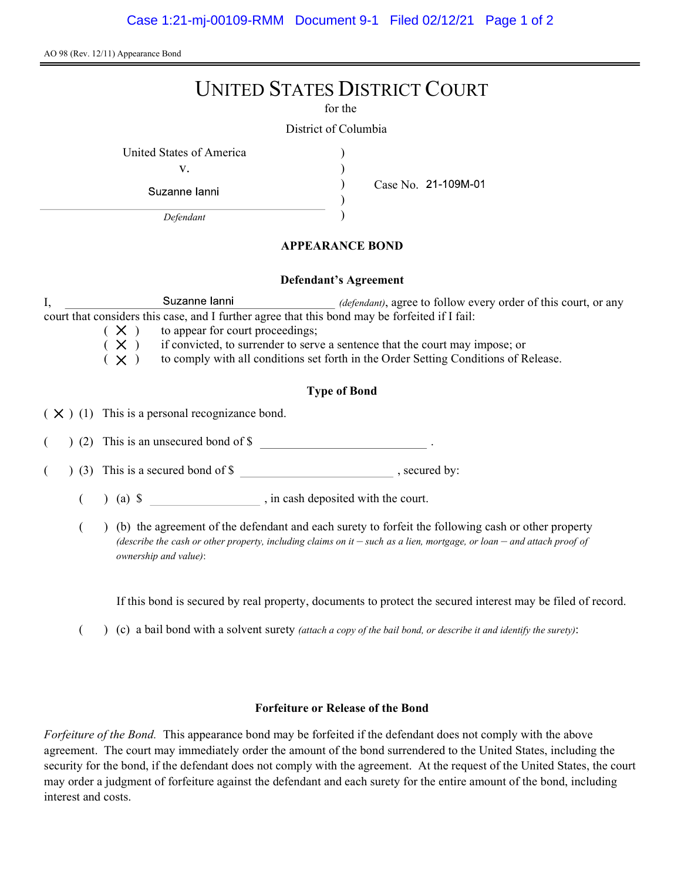AO 98 (Rev. 12/11) Appearance Bond

# UNITED STATES DISTRICT COURT

for the

District of Columbia

United States of America
v.
Suzanne Ianni
*Defendant*

Case No. 21-109M-01

## APPEARANCE BOND

### Defendant's Agreement

I, Suzanne Ianni *(defendant)*, agree to follow every order of this court, or any court that considers this case, and I further agree that this bond may be forfeited if I fail:

( X ) to appear for court proceedings;
( X ) if convicted, to surrender to serve a sentence that the court may impose; or
( X ) to comply with all conditions set forth in the Order Setting Conditions of Release.

### Type of Bond

( X ) (1) This is a personal recognizance bond.

( ) (2) This is an unsecured bond of $ \_\_\_\_\_\_\_\_\_\_\_\_\_\_\_\_ .

( ) (3) This is a secured bond of $ \_\_\_\_\_\_\_\_\_\_\_\_\_\_\_\_ , secured by:

( ) (a) $ \_\_\_\_\_\_\_\_\_\_\_\_ , in cash deposited with the court.

( ) (b) the agreement of the defendant and each surety to forfeit the following cash or other property *(describe the cash or other property, including claims on it – such as a lien, mortgage, or loan – and attach proof of ownership and value)*:

If this bond is secured by real property, documents to protect the secured interest may be filed of record.

( ) (c) a bail bond with a solvent surety *(attach a copy of the bail bond, or describe it and identify the surety)*:

### Forfeiture or Release of the Bond

*Forfeiture of the Bond.* This appearance bond may be forfeited if the defendant does not comply with the above agreement. The court may immediately order the amount of the bond surrendered to the United States, including the security for the bond, if the defendant does not comply with the agreement. At the request of the United States, the court may order a judgment of forfeiture against the defendant and each surety for the entire amount of the bond, including interest and costs.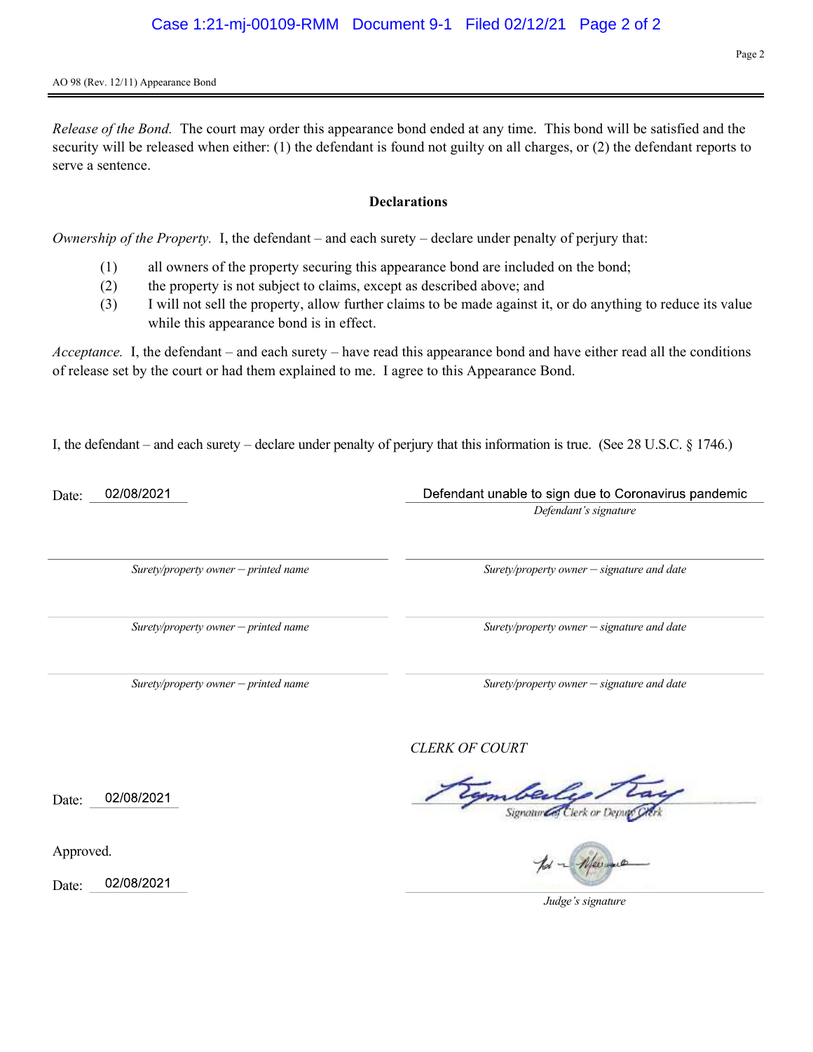AO 98 (Rev. 12/11) Appearance Bond

*Release of the Bond.* The court may order this appearance bond ended at any time. This bond will be satisfied and the security will be released when either: (1) the defendant is found not guilty on all charges, or (2) the defendant reports to serve a sentence.

**Declarations**

*Ownership of the Property.* I, the defendant – and each surety – declare under penalty of perjury that:

(1) all owners of the property securing this appearance bond are included on the bond;
(2) the property is not subject to claims, except as described above; and
(3) I will not sell the property, allow further claims to be made against it, or do anything to reduce its value while this appearance bond is in effect.

*Acceptance.* I, the defendant – and each surety – have read this appearance bond and have either read all the conditions of release set by the court or had them explained to me. I agree to this Appearance Bond.

I, the defendant – and each surety – declare under penalty of perjury that this information is true. (See 28 U.S.C. § 1746.)

Date: 02/08/2021

Defendant unable to sign due to Coronavirus pandemic
*Defendant's signature*

_______________________ *Surety/property owner – printed name*
_______________________ *Surety/property owner – signature and date*

_______________________ *Surety/property owner – printed name*
_______________________ *Surety/property owner – signature and date*

_______________________ *Surety/property owner – printed name*
_______________________ *Surety/property owner – signature and date*

*CLERK OF COURT*

Date: 02/08/2021

Kymberly Kay
*Signature of Clerk or Deputy Clerk*

Approved.

Date: 02/08/2021

*Judge's signature*